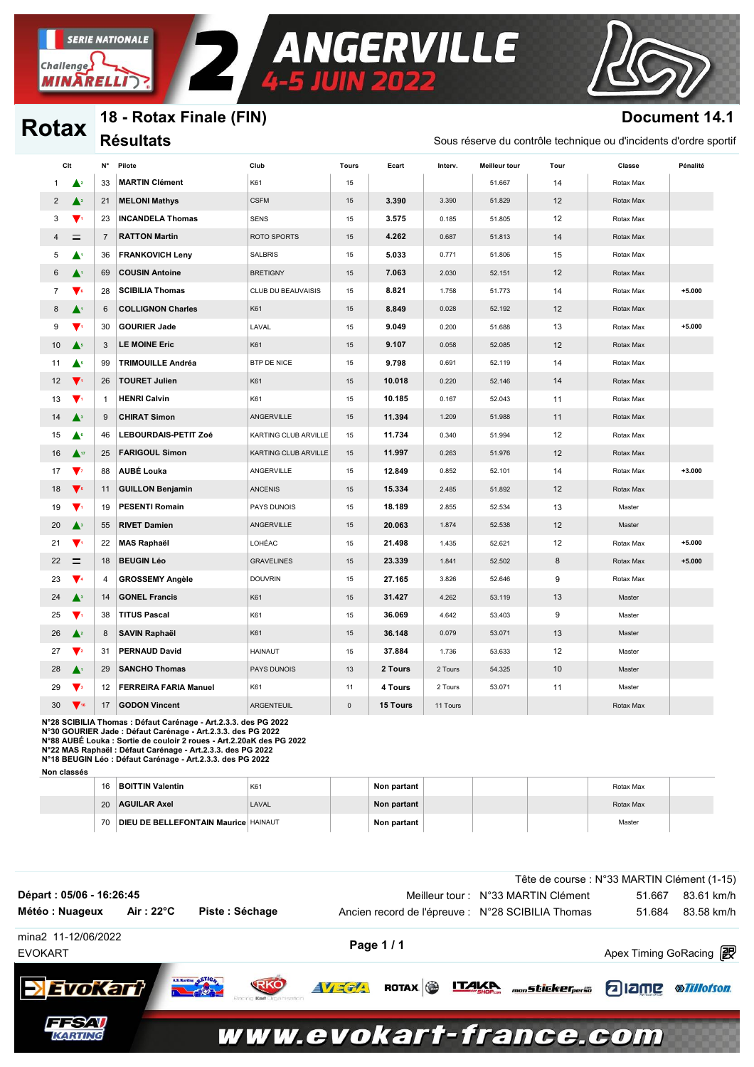SERIE NATIONALE Challenge MINARELLI

# 2 ANGERVILLE 4-5 JUIN 2022

## Rotax

### 18 - Rotax Finale (FIN)

**Document 14.1**

### Résultats

Sous réserve du contrôle technique ou d'incidents d'ordre sportif

| Clt | | N° | Pilote | Club | Tours | Ecart | Interv. | Meilleur tour | Tour | Classe | Pénalité |
|---|---|---|---|---|---|---|---|---|---|---|---|
| 1 | ▲2 | 33 | MARTIN Clément | K61 | 15 | | | 51.667 | 14 | Rotax Max | |
| 2 | ▲3 | 21 | MELONI Mathys | CSFM | 15 | 3.390 | 3.390 | 51.829 | 12 | Rotax Max | |
| 3 | ▼1 | 23 | INCANDELA Thomas | SENS | 15 | 3.575 | 0.185 | 51.805 | 12 | Rotax Max | |
| 4 | = | 7 | RATTON Martin | ROTO SPORTS | 15 | 4.262 | 0.687 | 51.813 | 14 | Rotax Max | |
| 5 | ▲1 | 36 | FRANKOVICH Leny | SALBRIS | 15 | 5.033 | 0.771 | 51.806 | 15 | Rotax Max | |
| 6 | ▲1 | 69 | COUSIN Antoine | BRETIGNY | 15 | 7.063 | 2.030 | 52.151 | 12 | Rotax Max | |
| 7 | ▼6 | 28 | SCIBILIA Thomas | CLUB DU BEAUVAISIS | 15 | 8.821 | 1.758 | 51.773 | 14 | Rotax Max | +5.000 |
| 8 | ▲1 | 6 | COLLIGNON Charles | K61 | 15 | 8.849 | 0.028 | 52.192 | 12 | Rotax Max | |
| 9 | ▼1 | 30 | GOURIER Jade | LAVAL | 15 | 9.049 | 0.200 | 51.688 | 13 | Rotax Max | +5.000 |
| 10 | ▲5 | 3 | LE MOINE Eric | K61 | 15 | 9.107 | 0.058 | 52.085 | 12 | Rotax Max | |
| 11 | ▲5 | 99 | TRIMOUILLE Andréa | BTP DE NICE | 15 | 9.798 | 0.691 | 52.119 | 14 | Rotax Max | |
| 12 | ▼1 | 26 | TOURET Julien | K61 | 15 | 10.018 | 0.220 | 52.146 | 14 | Rotax Max | |
| 13 | ▼1 | 1 | HENRI Calvin | K61 | 15 | 10.185 | 0.167 | 52.043 | 11 | Rotax Max | |
| 14 | ▲3 | 9 | CHIRAT Simon | ANGERVILLE | 15 | 11.394 | 1.209 | 51.988 | 11 | Rotax Max | |
| 15 | ▲6 | 46 | LEBOURDAIS-PETIT Zoé | KARTING CLUB ARVILLE | 15 | 11.734 | 0.340 | 51.994 | 12 | Rotax Max | |
| 16 | ▲17 | 25 | FARIGOUL Simon | KARTING CLUB ARVILLE | 15 | 11.997 | 0.263 | 51.976 | 12 | Rotax Max | |
| 17 | ▼7 | 88 | AUBÉ Louka | ANGERVILLE | 15 | 12.849 | 0.852 | 52.101 | 14 | Rotax Max | +3.000 |
| 18 | ▼5 | 11 | GUILLON Benjamin | ANCENIS | 15 | 15.334 | 2.485 | 51.892 | 12 | Rotax Max | |
| 19 | ▼1 | 19 | PESENTI Romain | PAYS DUNOIS | 15 | 18.189 | 2.855 | 52.534 | 13 | Master | |
| 20 | ▲3 | 55 | RIVET Damien | ANGERVILLE | 15 | 20.063 | 1.874 | 52.538 | 12 | Master | |
| 21 | ▼1 | 22 | MAS Raphaël | LOHÉAC | 15 | 21.498 | 1.435 | 52.621 | 12 | Rotax Max | +5.000 |
| 22 | = | 18 | BEUGIN Léo | GRAVELINES | 15 | 23.339 | 1.841 | 52.502 | 8 | Rotax Max | +5.000 |
| 23 | ▼4 | 4 | GROSSEMY Angèle | DOUVRIN | 15 | 27.165 | 3.826 | 52.646 | 9 | Rotax Max | |
| 24 | ▲3 | 14 | GONEL Francis | K61 | 15 | 31.427 | 4.262 | 53.119 | 13 | Master | |
| 25 | ▼1 | 38 | TITUS Pascal | K61 | 15 | 36.069 | 4.642 | 53.403 | 9 | Master | |
| 26 | ▲2 | 8 | SAVIN Raphaël | K61 | 15 | 36.148 | 0.079 | 53.071 | 13 | Master | |
| 27 | ▼2 | 31 | PERNAUD David | HAINAUT | 15 | 37.884 | 1.736 | 53.633 | 12 | Master | |
| 28 | ▲1 | 29 | SANCHO Thomas | PAYS DUNOIS | 13 | 2 Tours | 2 Tours | 54.325 | 10 | Master | |
| 29 | ▼3 | 12 | FERREIRA FARIA Manuel | K61 | 11 | 4 Tours | 2 Tours | 53.071 | 11 | Master | |
| 30 | ▼16 | 17 | GODON Vincent | ARGENTEUIL | 0 | 15 Tours | 11 Tours | | | Rotax Max | |

N°28 SCIBILIA Thomas : Défaut Carénage - Art.2.3.3. des PG 2022
N°30 GOURIER Jade : Défaut Carénage - Art.2.3.3. des PG 2022
N°88 AUBÉ Louka : Sortie de couloir 2 roues - Art.2.20aK des PG 2022
N°22 MAS Raphaël : Défaut Carénage - Art.2.3.3. des PG 2022
N°18 BEUGIN Léo : Défaut Carénage - Art.2.3.3. des PG 2022

**Non classés**

| Clt | | N° | Pilote | Club | Tours | Ecart | Interv. | Meilleur tour | Tour | Classe | Pénalité |
|---|---|---|---|---|---|---|---|---|---|---|---|
| | | 16 | BOITTIN Valentin | K61 | | Non partant | | | | Rotax Max | |
| | | 20 | AGUILAR Axel | LAVAL | | Non partant | | | | Rotax Max | |
| | | 70 | DIEU DE BELLEFONTAIN Maurice | HAINAUT | | Non partant | | | | Master | |

Tête de course : N°33 MARTIN Clément (1-15)

**Départ : 05/06 - 16:26:45**

**Météo : Nuageux** **Air : 22°C** **Piste : Séchage**

Meilleur tour : N°33 MARTIN Clément 51.667 83.61 km/h

Ancien record de l'épreuve : N°28 SCIBILIA Thomas 51.684 83.58 km/h

mina2 11-12/06/2022

EVOKART

Apex Timing GoRacing

www.evokart-france.com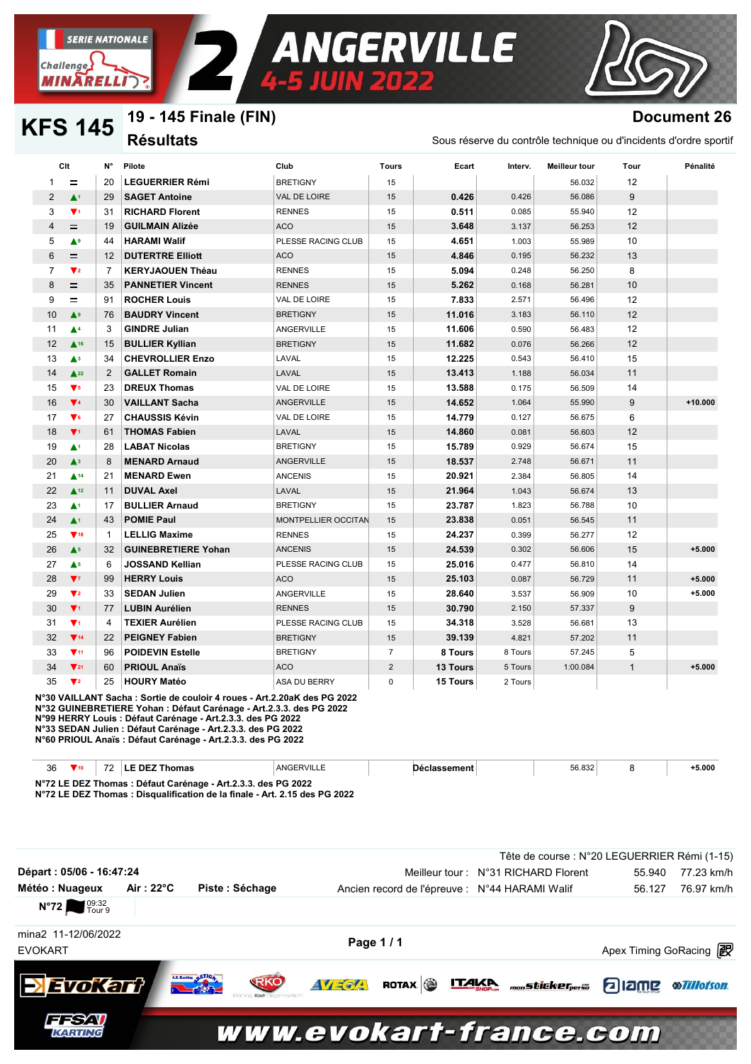# SERIE NATIONALE Challenge MINARELLI — 2 ANGERVILLE 4-5 JUIN 2022

## KFS 145 — 19 - 145 Finale (FIN)

**Document 26**

### Résultats

Sous réserve du contrôle technique ou d'incidents d'ordre sportif

| Clt | | N° | Pilote | Club | Tours | Ecart | Interv. | Meilleur tour | Tour | Pénalité |
|---|---|---|---|---|---|---|---|---|---|---|
| 1 | = | 20 | LEGUERRIER Rémi | BRETIGNY | 15 | | | 56.032 | 12 | |
| 2 | ▲1 | 29 | SAGET Antoine | VAL DE LOIRE | 15 | 0.426 | 0.426 | 56.086 | 9 | |
| 3 | ▼1 | 31 | RICHARD Florent | RENNES | 15 | 0.511 | 0.085 | 55.940 | 12 | |
| 4 | = | 19 | GUILMAIN Alizée | ACO | 15 | 3.648 | 3.137 | 56.253 | 12 | |
| 5 | ▲9 | 44 | HARAMI Walif | PLESSE RACING CLUB | 15 | 4.651 | 1.003 | 55.989 | 10 | |
| 6 | = | 12 | DUTERTRE Elliott | ACO | 15 | 4.846 | 0.195 | 56.232 | 13 | |
| 7 | ▼2 | 7 | KERYJAOUEN Théau | RENNES | 15 | 5.094 | 0.248 | 56.250 | 8 | |
| 8 | = | 35 | PANNETIER Vincent | RENNES | 15 | 5.262 | 0.168 | 56.281 | 10 | |
| 9 | = | 91 | ROCHER Louis | VAL DE LOIRE | 15 | 7.833 | 2.571 | 56.496 | 12 | |
| 10 | ▲9 | 76 | BAUDRY Vincent | BRETIGNY | 15 | 11.016 | 3.183 | 56.110 | 12 | |
| 11 | ▲4 | 3 | GINDRE Julian | ANGERVILLE | 15 | 11.606 | 0.590 | 56.483 | 12 | |
| 12 | ▲16 | 15 | BULLIER Kyllian | BRETIGNY | 15 | 11.682 | 0.076 | 56.266 | 12 | |
| 13 | ▲3 | 34 | CHEVROLLIER Enzo | LAVAL | 15 | 12.225 | 0.543 | 56.410 | 15 | |
| 14 | ▲22 | 2 | GALLET Romain | LAVAL | 15 | 13.413 | 1.188 | 56.034 | 11 | |
| 15 | ▼5 | 23 | DREUX Thomas | VAL DE LOIRE | 15 | 13.588 | 0.175 | 56.509 | 14 | |
| 16 | ▼4 | 30 | VAILLANT Sacha | ANGERVILLE | 15 | 14.652 | 1.064 | 55.990 | 9 | +10.000 |
| 17 | ▼6 | 27 | CHAUSSIS Kévin | VAL DE LOIRE | 15 | 14.779 | 0.127 | 56.675 | 6 | |
| 18 | ▼1 | 61 | THOMAS Fabien | LAVAL | 15 | 14.860 | 0.081 | 56.603 | 12 | |
| 19 | ▲1 | 28 | LABAT Nicolas | BRETIGNY | 15 | 15.789 | 0.929 | 56.674 | 15 | |
| 20 | ▲3 | 8 | MENARD Arnaud | ANGERVILLE | 15 | 18.537 | 2.748 | 56.671 | 11 | |
| 21 | ▲14 | 21 | MENARD Ewen | ANCENIS | 15 | 20.921 | 2.384 | 56.805 | 14 | |
| 22 | ▲12 | 11 | DUVAL Axel | LAVAL | 15 | 21.964 | 1.043 | 56.674 | 13 | |
| 23 | ▲1 | 17 | BULLIER Arnaud | BRETIGNY | 15 | 23.787 | 1.823 | 56.788 | 10 | |
| 24 | ▲1 | 43 | POMIE Paul | MONTPELLIER OCCITAN | 15 | 23.838 | 0.051 | 56.545 | 11 | |
| 25 | ▼18 | 1 | LELLIG Maxime | RENNES | 15 | 24.237 | 0.399 | 56.277 | 12 | |
| 26 | ▲5 | 32 | GUINEBRETIERE Yohan | ANCENIS | 15 | 24.539 | 0.302 | 56.606 | 15 | +5.000 |
| 27 | ▲5 | 6 | JOSSAND Kellian | PLESSE RACING CLUB | 15 | 25.016 | 0.477 | 56.810 | 14 | |
| 28 | ▼7 | 99 | HERRY Louis | ACO | 15 | 25.103 | 0.087 | 56.729 | 11 | +5.000 |
| 29 | ▼2 | 33 | SEDAN Julien | ANGERVILLE | 15 | 28.640 | 3.537 | 56.909 | 10 | +5.000 |
| 30 | ▼1 | 77 | LUBIN Aurélien | RENNES | 15 | 30.790 | 2.150 | 57.337 | 9 | |
| 31 | ▼1 | 4 | TEXIER Aurélien | PLESSE RACING CLUB | 15 | 34.318 | 3.528 | 56.681 | 13 | |
| 32 | ▼14 | 22 | PEIGNEY Fabien | BRETIGNY | 15 | 39.139 | 4.821 | 57.202 | 11 | |
| 33 | ▼11 | 96 | POIDEVIN Estelle | BRETIGNY | 7 | 8 Tours | 8 Tours | 57.245 | 5 | |
| 34 | ▼21 | 60 | PRIOUL Anaïs | ACO | 2 | 13 Tours | 5 Tours | 1:00.084 | 1 | +5.000 |
| 35 | ▼2 | 25 | HOURY Matéo | ASA DU BERRY | 0 | 15 Tours | 2 Tours | | | |

**N°30 VAILLANT Sacha : Sortie de couloir 4 roues - Art.2.20aK des PG 2022**
**N°32 GUINEBRETIERE Yohan : Défaut Carénage - Art.2.3.3. des PG 2022**
**N°99 HERRY Louis : Défaut Carénage - Art.2.3.3. des PG 2022**
**N°33 SEDAN Julien : Défaut Carénage - Art.2.3.3. des PG 2022**
**N°60 PRIOUL Anaïs : Défaut Carénage - Art.2.3.3. des PG 2022**

| Clt | | N° | Pilote | Club | Tours | Ecart | Interv. | Meilleur tour | Tour | Pénalité |
|---|---|---|---|---|---|---|---|---|---|---|
| 36 | ▼10 | 72 | LE DEZ Thomas | ANGERVILLE | | Déclassement | | 56.832 | 8 | +5.000 |

**N°72 LE DEZ Thomas : Défaut Carénage - Art.2.3.3. des PG 2022**
**N°72 LE DEZ Thomas : Disqualification de la finale - Art. 2.15 des PG 2022**

Tête de course : N°20 LEGUERRIER Rémi (1-15)

**Départ : 05/06 - 16:47:24** — Meilleur tour : N°31 RICHARD Florent — 55.940 — 77.23 km/h

**Météo : Nuageux** — **Air : 22°C** — **Piste : Séchage** — Ancien record de l'épreuve : N°44 HARAMI Walif — 56.127 — 76.97 km/h

**N°72** 09:32 Tour 9

mina2 11-12/06/2022
EVOKART

Apex Timing GoRacing

www.evokart-france.com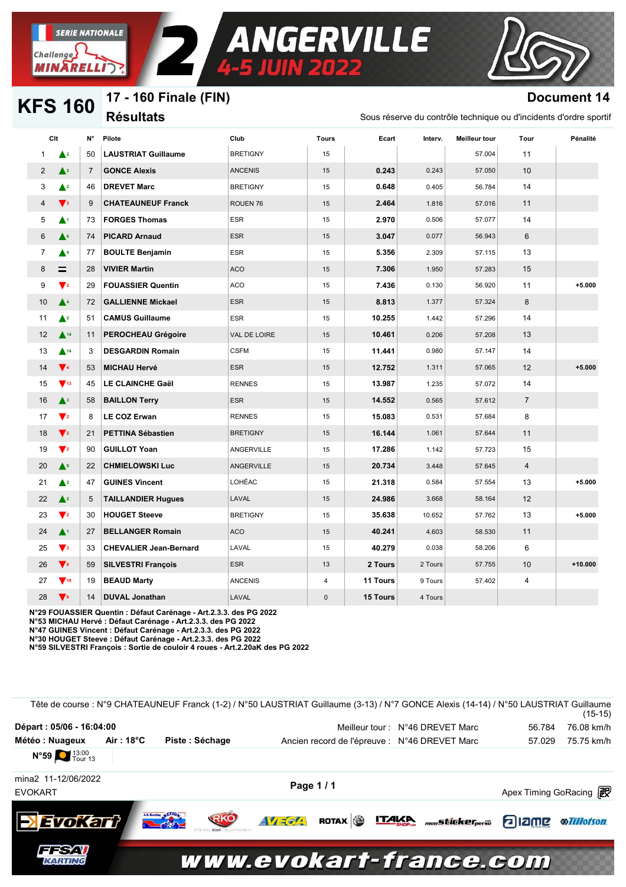# SERIE NATIONALE Challenge MINARELLI 2 ANGERVILLE 4-5 JUIN 2022

## KFS 160

### 17 - 160 Finale (FIN)

**Document 14**

**Résultats**

Sous réserve du contrôle technique ou d'incidents d'ordre sportif

| Clt | | N° | Pilote | Club | Tours | Ecart | Interv. | Meilleur tour | Tour | Pénalité |
|---|---|---|---|---|---|---|---|---|---|---|
| 1 | ▲2 | 50 | **LAUSTRIAT Guillaume** | BRETIGNY | 15 | | | 57.004 | 11 | |
| 2 | ▲2 | 7 | **GONCE Alexis** | ANCENIS | 15 | **0.243** | 0.243 | 57.050 | 10 | |
| 3 | ▲2 | 46 | **DREVET Marc** | BRETIGNY | 15 | **0.648** | 0.405 | 56.784 | 14 | |
| 4 | ▼3 | 9 | **CHATEAUNEUF Franck** | ROUEN 76 | 15 | **2.464** | 1.816 | 57.016 | 11 | |
| 5 | ▲1 | 73 | **FORGES Thomas** | ESR | 15 | **2.970** | 0.506 | 57.077 | 14 | |
| 6 | ▲6 | 74 | **PICARD Arnaud** | ESR | 15 | **3.047** | 0.077 | 56.943 | 6 | |
| 7 | ▲4 | 77 | **BOULTE Benjamin** | ESR | 15 | **5.356** | 2.309 | 57.115 | 13 | |
| 8 | = | 28 | **VIVIER Martin** | ACO | 15 | **7.306** | 1.950 | 57.283 | 15 | |
| 9 | ▼2 | 29 | **FOUASSIER Quentin** | ACO | 15 | **7.436** | 0.130 | 56.920 | 11 | **+5.000** |
| 10 | ▲4 | 72 | **GALLIENNE Mickael** | ESR | 15 | **8.813** | 1.377 | 57.324 | 8 | |
| 11 | ▲2 | 51 | **CAMUS Guillaume** | ESR | 15 | **10.255** | 1.442 | 57.296 | 14 | |
| 12 | ▲14 | 11 | **PEROCHEAU Grégoire** | VAL DE LOIRE | 15 | **10.461** | 0.206 | 57.208 | 13 | |
| 13 | ▲14 | 3 | **DESGARDIN Romain** | CSFM | 15 | **11.441** | 0.980 | 57.147 | 14 | |
| 14 | ▼4 | 53 | **MICHAU Hervé** | ESR | 15 | **12.752** | 1.311 | 57.065 | 12 | **+5.000** |
| 15 | ▼13 | 45 | **LE CLAINCHE Gaël** | RENNES | 15 | **13.987** | 1.235 | 57.072 | 14 | |
| 16 | ▲3 | 58 | **BAILLON Terry** | ESR | 15 | **14.552** | 0.565 | 57.612 | 7 | |
| 17 | ▼2 | 8 | **LE COZ Erwan** | RENNES | 15 | **15.083** | 0.531 | 57.684 | 8 | |
| 18 | ▼2 | 21 | **PETTINA Sébastien** | BRETIGNY | 15 | **16.144** | 1.061 | 57.644 | 11 | |
| 19 | ▼2 | 90 | **GUILLOT Yoan** | ANGERVILLE | 15 | **17.286** | 1.142 | 57.723 | 15 | |
| 20 | ▲8 | 22 | **CHMIELOWSKI Luc** | ANGERVILLE | 15 | **20.734** | 3.448 | 57.645 | 4 | |
| 21 | ▲2 | 47 | **GUINES Vincent** | LOHÉAC | 15 | **21.318** | 0.584 | 57.554 | 13 | **+5.000** |
| 22 | ▲2 | 5 | **TAILLANDIER Hugues** | LAVAL | 15 | **24.986** | 3.668 | 58.164 | 12 | |
| 23 | ▼2 | 30 | **HOUGET Steeve** | BRETIGNY | 15 | **35.638** | 10.652 | 57.762 | 13 | **+5.000** |
| 24 | ▲1 | 27 | **BELLANGER Romain** | ACO | 15 | **40.241** | 4.603 | 58.530 | 11 | |
| 25 | ▼3 | 33 | **CHEVALIER Jean-Bernard** | LAVAL | 15 | **40.279** | 0.038 | 58.206 | 6 | |
| 26 | ▼8 | 59 | **SILVESTRI François** | ESR | 13 | **2 Tours** | 2 Tours | 57.755 | 10 | **+10.000** |
| 27 | ▼18 | 19 | **BEAUD Marty** | ANCENIS | 4 | **11 Tours** | 9 Tours | 57.402 | 4 | |
| 28 | ▼8 | 14 | **DUVAL Jonathan** | LAVAL | 0 | **15 Tours** | 4 Tours | | | |

**N°29 FOUASSIER Quentin : Défaut Carénage - Art.2.3.3. des PG 2022**
**N°53 MICHAU Hervé : Défaut Carénage - Art.2.3.3. des PG 2022**
**N°47 GUINES Vincent : Défaut Carénage - Art.2.3.3. des PG 2022**
**N°30 HOUGET Steeve : Défaut Carénage - Art.2.3.3. des PG 2022**
**N°59 SILVESTRI François : Sortie de couloir 4 roues - Art.2.20aK des PG 2022**

Tête de course : N°9 CHATEAUNEUF Franck (1-2) / N°50 LAUSTRIAT Guillaume (3-13) / N°7 GONCE Alexis (14-14) / N°50 LAUSTRIAT Guillaume (15-15)

**Départ : 05/06 - 16:04:00** — Meilleur tour : N°46 DREVET Marc — 56.784 — 76.08 km/h

**Météo : Nuageux** — **Air : 18°C** — **Piste : Séchage** — Ancien record de l'épreuve : N°46 DREVET Marc — 57.029 — 75.75 km/h

**N°59** 13:00 Tour 13

mina2 11-12/06/2022

EVOKART

Apex Timing GoRacing

www.evokart-france.com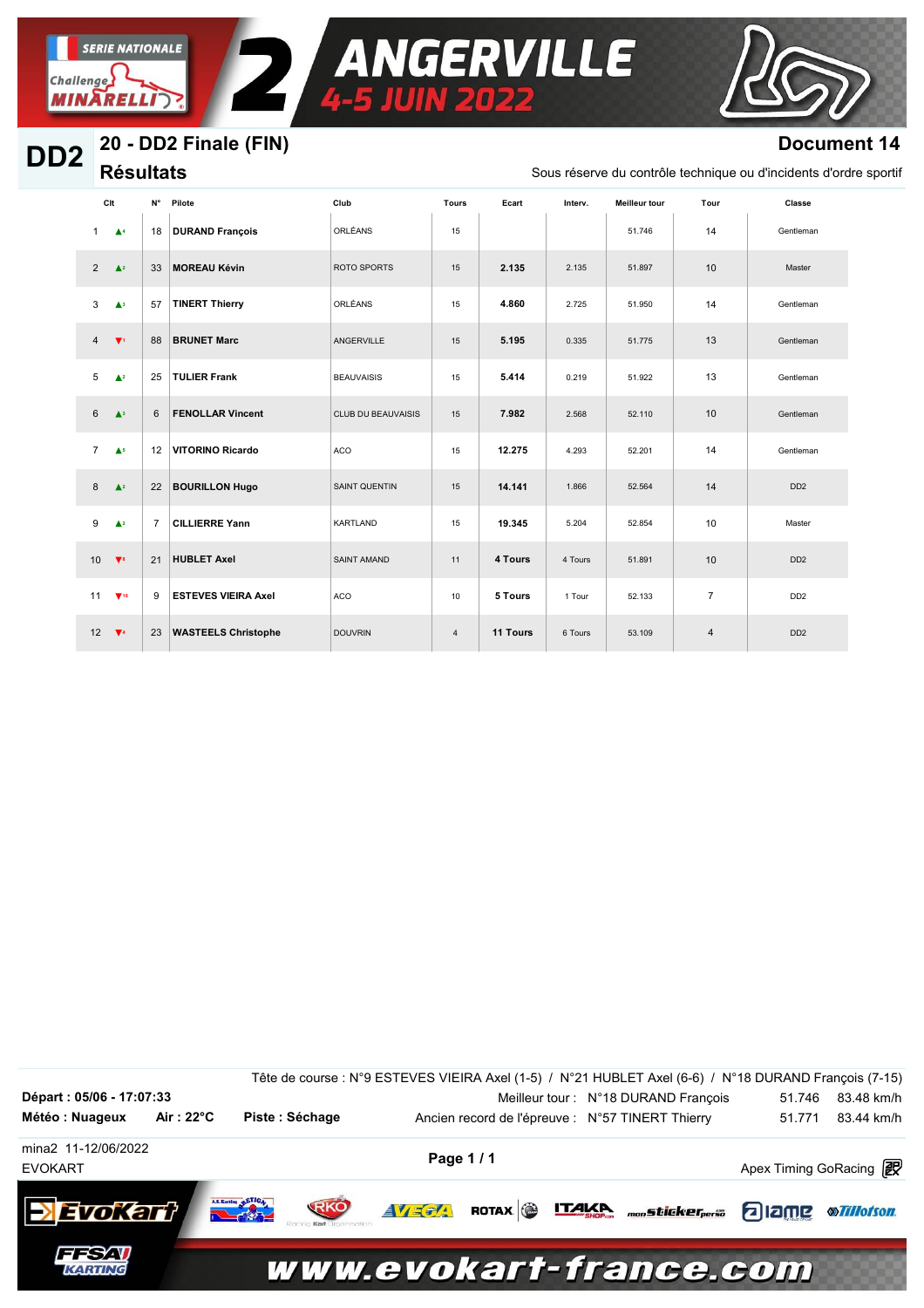SERIE NATIONALE Challenge MINARELLI

# 2 ANGERVILLE 4-5 JUIN 2022

## DD2 — 20 - DD2 Finale (FIN)

**Document 14**

### Résultats

Sous réserve du contrôle technique ou d'incidents d'ordre sportif

| Clt | | N° | Pilote | Club | Tours | Ecart | Interv. | Meilleur tour | Tour | Classe |
|---|---|---|---|---|---|---|---|---|---|---|
| 1 | ▲4 | 18 | **DURAND François** | ORLÉANS | 15 | | | 51.746 | 14 | Gentleman |
| 2 | ▲2 | 33 | **MOREAU Kévin** | ROTO SPORTS | 15 | **2.135** | 2.135 | 51.897 | 10 | Master |
| 3 | ▲3 | 57 | **TINERT Thierry** | ORLÉANS | 15 | **4.860** | 2.725 | 51.950 | 14 | Gentleman |
| 4 | ▼1 | 88 | **BRUNET Marc** | ANGERVILLE | 15 | **5.195** | 0.335 | 51.775 | 13 | Gentleman |
| 5 | ▲2 | 25 | **TULIER Frank** | BEAUVAISIS | 15 | **5.414** | 0.219 | 51.922 | 13 | Gentleman |
| 6 | ▲3 | 6 | **FENOLLAR Vincent** | CLUB DU BEAUVAISIS | 15 | **7.982** | 2.568 | 52.110 | 10 | Gentleman |
| 7 | ▲5 | 12 | **VITORINO Ricardo** | ACO | 15 | **12.275** | 4.293 | 52.201 | 14 | Gentleman |
| 8 | ▲2 | 22 | **BOURILLON Hugo** | SAINT QUENTIN | 15 | **14.141** | 1.866 | 52.564 | 14 | DD2 |
| 9 | ▲2 | 7 | **CILLIERRE Yann** | KARTLAND | 15 | **19.345** | 5.204 | 52.854 | 10 | Master |
| 10 | ▼8 | 21 | **HUBLET Axel** | SAINT AMAND | 11 | **4 Tours** | 4 Tours | 51.891 | 10 | DD2 |
| 11 | ▼10 | 9 | **ESTEVES VIEIRA Axel** | ACO | 10 | **5 Tours** | 1 Tour | 52.133 | 7 | DD2 |
| 12 | ▼4 | 23 | **WASTEELS Christophe** | DOUVRIN | 4 | **11 Tours** | 6 Tours | 53.109 | 4 | DD2 |

Tête de course : N°9 ESTEVES VIEIRA Axel (1-5) / N°21 HUBLET Axel (6-6) / N°18 DURAND François (7-15)

**Départ : 05/06 - 17:07:33**

**Météo : Nuageux** **Air : 22°C** **Piste : Séchage**

Meilleur tour : N°18 DURAND François 51.746 83.48 km/h

Ancien record de l'épreuve : N°57 TINERT Thierry 51.771 83.44 km/h

mina2 11-12/06/2022
EVOKART

Apex Timing GoRacing

www.evokart-france.com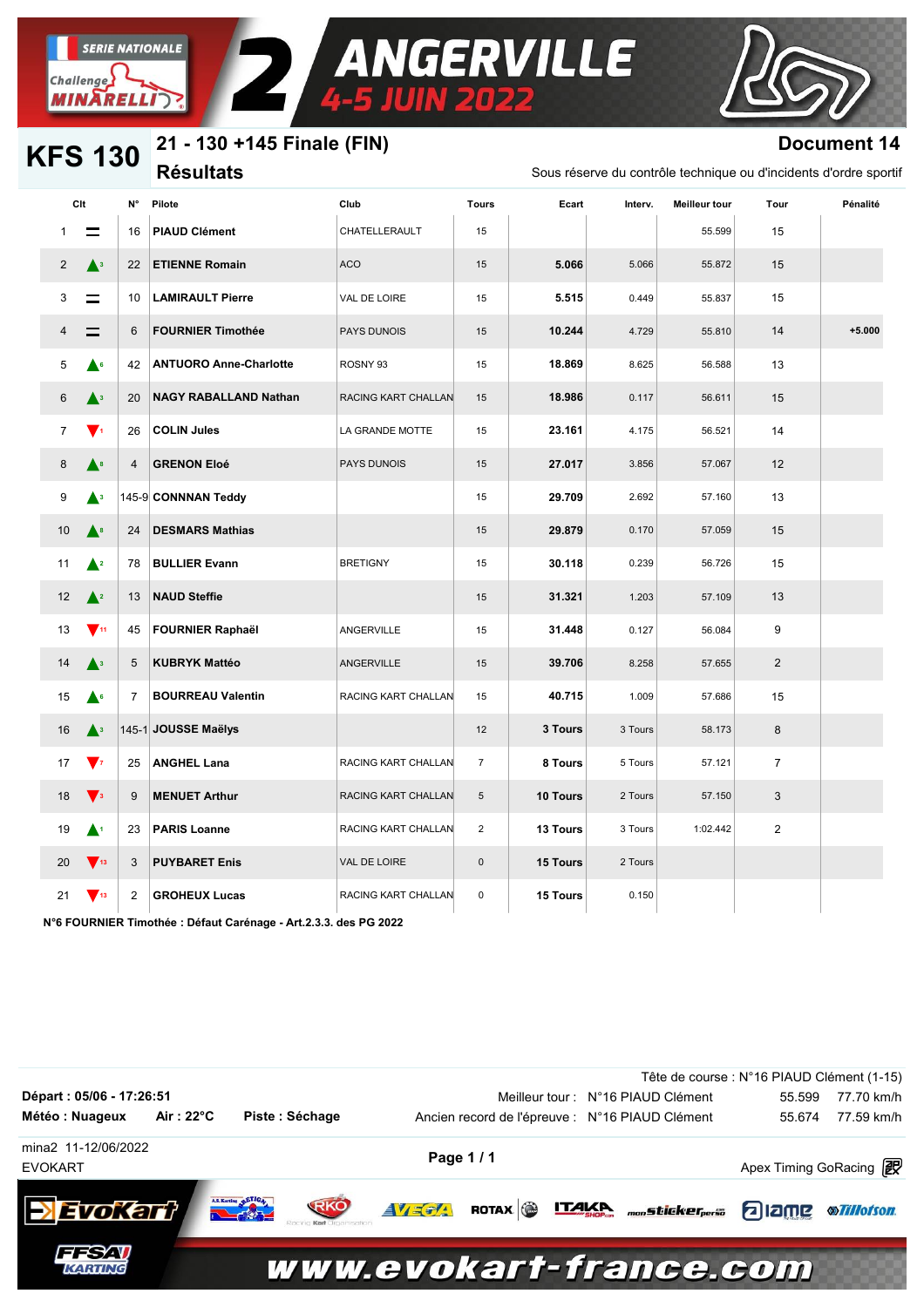SERIE NATIONALE Challenge MINARELLI

# 2 ANGERVILLE 4-5 JUIN 2022

## KFS 130

### 21 - 130 +145 Finale (FIN)

### Résultats

**Document 14**

Sous réserve du contrôle technique ou d'incidents d'ordre sportif

| Clt | | N° | Pilote | Club | Tours | Ecart | Interv. | Meilleur tour | Tour | Pénalité |
|---|---|---|---|---|---|---|---|---|---|---|
| 1 | = | 16 | **PIAUD Clément** | CHATELLERAULT | 15 | | | 55.599 | 15 | |
| 2 | ▲3 | 22 | **ETIENNE Romain** | ACO | 15 | **5.066** | 5.066 | 55.872 | 15 | |
| 3 | = | 10 | **LAMIRAULT Pierre** | VAL DE LOIRE | 15 | **5.515** | 0.449 | 55.837 | 15 | |
| 4 | = | 6 | **FOURNIER Timothée** | PAYS DUNOIS | 15 | **10.244** | 4.729 | 55.810 | 14 | +5.000 |
| 5 | ▲6 | 42 | **ANTUORO Anne-Charlotte** | ROSNY 93 | 15 | **18.869** | 8.625 | 56.588 | 13 | |
| 6 | ▲3 | 20 | **NAGY RABALLAND Nathan** | RACING KART CHALLAN | 15 | **18.986** | 0.117 | 56.611 | 15 | |
| 7 | ▼1 | 26 | **COLIN Jules** | LA GRANDE MOTTE | 15 | **23.161** | 4.175 | 56.521 | 14 | |
| 8 | ▲8 | 4 | **GRENON Eloé** | PAYS DUNOIS | 15 | **27.017** | 3.856 | 57.067 | 12 | |
| 9 | ▲3 | 145-9 | **CONNNAN Teddy** | | 15 | **29.709** | 2.692 | 57.160 | 13 | |
| 10 | ▲8 | 24 | **DESMARS Mathias** | | 15 | **29.879** | 0.170 | 57.059 | 15 | |
| 11 | ▲2 | 78 | **BULLIER Evann** | BRETIGNY | 15 | **30.118** | 0.239 | 56.726 | 15 | |
| 12 | ▲2 | 13 | **NAUD Steffie** | | 15 | **31.321** | 1.203 | 57.109 | 13 | |
| 13 | ▼11 | 45 | **FOURNIER Raphaël** | ANGERVILLE | 15 | **31.448** | 0.127 | 56.084 | 9 | |
| 14 | ▲3 | 5 | **KUBRYK Mattéo** | ANGERVILLE | 15 | **39.706** | 8.258 | 57.655 | 2 | |
| 15 | ▲6 | 7 | **BOURREAU Valentin** | RACING KART CHALLAN | 15 | **40.715** | 1.009 | 57.686 | 15 | |
| 16 | ▲3 | 145-1 | **JOUSSE Maëlys** | | 12 | **3 Tours** | 3 Tours | 58.173 | 8 | |
| 17 | ▼7 | 25 | **ANGHEL Lana** | RACING KART CHALLAN | 7 | **8 Tours** | 5 Tours | 57.121 | 7 | |
| 18 | ▼3 | 9 | **MENUET Arthur** | RACING KART CHALLAN | 5 | **10 Tours** | 2 Tours | 57.150 | 3 | |
| 19 | ▲1 | 23 | **PARIS Loanne** | RACING KART CHALLAN | 2 | **13 Tours** | 3 Tours | 1:02.442 | 2 | |
| 20 | ▼13 | 3 | **PUYBARET Enis** | VAL DE LOIRE | 0 | **15 Tours** | 2 Tours | | | |
| 21 | ▼13 | 2 | **GROHEUX Lucas** | RACING KART CHALLAN | 0 | **15 Tours** | 0.150 | | | |

**N°6 FOURNIER Timothée : Défaut Carénage - Art.2.3.3. des PG 2022**

Tête de course : N°16 PIAUD Clément (1-15)

**Départ : 05/06 - 17:26:51**

Meilleur tour : N°16 PIAUD Clément 55.599 77.70 km/h

**Météo : Nuageux** **Air : 22°C** **Piste : Séchage**

Ancien record de l'épreuve : N°16 PIAUD Clément 55.674 77.59 km/h

mina2 11-12/06/2022

EVOKART

Apex Timing GoRacing

www.evokart-france.com